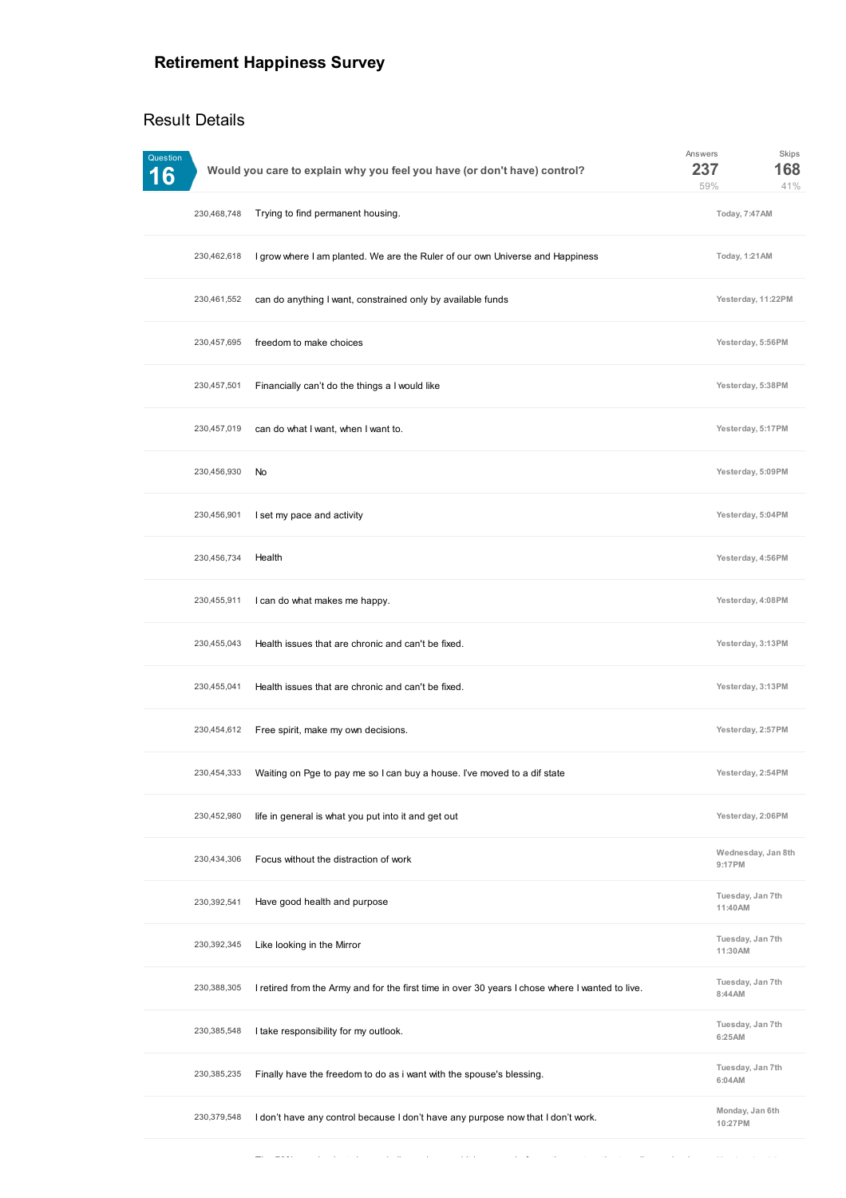# Retirement Happiness Survey

## Result Details

**Question 16** — Would you care to explain why you feel you have (or don't have) control?

Answers: **237** (59%) | Skips: **168** (41%)

| ID | Response | Date |
|---|---|---|
| 230,468,748 | Trying to find permanent housing. | Today, 7:47AM |
| 230,462,618 | I grow where I am planted. We are the Ruler of our own Universe and Happiness | Today, 1:21AM |
| 230,461,552 | can do anything I want, constrained only by available funds | Yesterday, 11:22PM |
| 230,457,695 | freedom to make choices | Yesterday, 5:56PM |
| 230,457,501 | Financially can't do the things a I would like | Yesterday, 5:38PM |
| 230,457,019 | can do what I want, when I want to. | Yesterday, 5:17PM |
| 230,456,930 | No | Yesterday, 5:09PM |
| 230,456,901 | I set my pace and activity | Yesterday, 5:04PM |
| 230,456,734 | Health | Yesterday, 4:56PM |
| 230,455,911 | I can do what makes me happy. | Yesterday, 4:08PM |
| 230,455,043 | Health issues that are chronic and can't be fixed. | Yesterday, 3:13PM |
| 230,455,041 | Health issues that are chronic and can't be fixed. | Yesterday, 3:13PM |
| 230,454,612 | Free spirit, make my own decisions. | Yesterday, 2:57PM |
| 230,454,333 | Waiting on Pge to pay me so I can buy a house. I've moved to a dif state | Yesterday, 2:54PM |
| 230,452,980 | life in general is what you put into it and get out | Yesterday, 2:06PM |
| 230,434,306 | Focus without the distraction of work | Wednesday, Jan 8th 9:17PM |
| 230,392,541 | Have good health and purpose | Tuesday, Jan 7th 11:40AM |
| 230,392,345 | Like looking in the Mirror | Tuesday, Jan 7th 11:30AM |
| 230,388,305 | I retired from the Army and for the first time in over 30 years I chose where I wanted to live. | Tuesday, Jan 7th 8:44AM |
| 230,385,548 | I take responsibility for my outlook. | Tuesday, Jan 7th 6:25AM |
| 230,385,235 | Finally have the freedom to do as i want with the spouse's blessing. | Tuesday, Jan 7th 6:04AM |
| 230,379,548 | I don't have any control because I don't have any purpose now that I don't work. | Monday, Jan 6th 10:27PM |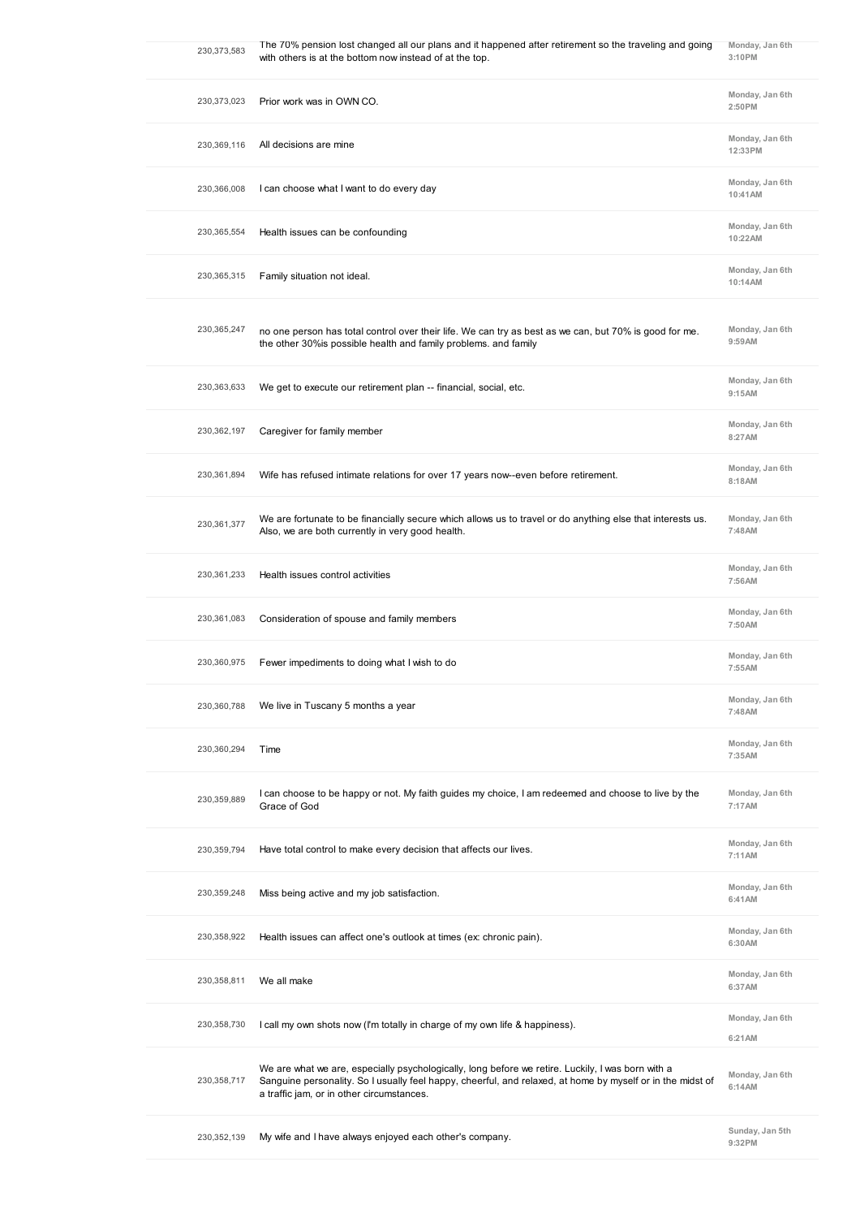| | | |
|---|---|---|
| 230,373,583 | The 70% pension lost changed all our plans and it happened after retirement so the traveling and going with others is at the bottom now instead of at the top. | Monday, Jan 6th 3:10PM |
| 230,373,023 | Prior work was in OWN CO. | Monday, Jan 6th 2:50PM |
| 230,369,116 | All decisions are mine | Monday, Jan 6th 12:33PM |
| 230,366,008 | I can choose what I want to do every day | Monday, Jan 6th 10:41AM |
| 230,365,554 | Health issues can be confounding | Monday, Jan 6th 10:22AM |
| 230,365,315 | Family situation not ideal. | Monday, Jan 6th 10:14AM |
| 230,365,247 | no one person has total control over their life. We can try as best as we can, but 70% is good for me. the other 30%is possible health and family problems. and family | Monday, Jan 6th 9:59AM |
| 230,363,633 | We get to execute our retirement plan -- financial, social, etc. | Monday, Jan 6th 9:15AM |
| 230,362,197 | Caregiver for family member | Monday, Jan 6th 8:27AM |
| 230,361,894 | Wife has refused intimate relations for over 17 years now--even before retirement. | Monday, Jan 6th 8:18AM |
| 230,361,377 | We are fortunate to be financially secure which allows us to travel or do anything else that interests us. Also, we are both currently in very good health. | Monday, Jan 6th 7:48AM |
| 230,361,233 | Health issues control activities | Monday, Jan 6th 7:56AM |
| 230,361,083 | Consideration of spouse and family members | Monday, Jan 6th 7:50AM |
| 230,360,975 | Fewer impediments to doing what I wish to do | Monday, Jan 6th 7:55AM |
| 230,360,788 | We live in Tuscany 5 months a year | Monday, Jan 6th 7:48AM |
| 230,360,294 | Time | Monday, Jan 6th 7:35AM |
| 230,359,889 | I can choose to be happy or not. My faith guides my choice, I am redeemed and choose to live by the Grace of God | Monday, Jan 6th 7:17AM |
| 230,359,794 | Have total control to make every decision that affects our lives. | Monday, Jan 6th 7:11AM |
| 230,359,248 | Miss being active and my job satisfaction. | Monday, Jan 6th 6:41AM |
| 230,358,922 | Health issues can affect one's outlook at times (ex: chronic pain). | Monday, Jan 6th 6:30AM |
| 230,358,811 | We all make | Monday, Jan 6th 6:37AM |
| 230,358,730 | I call my own shots now (I'm totally in charge of my own life & happiness). | Monday, Jan 6th 6:21AM |
| 230,358,717 | We are what we are, especially psychologically, long before we retire. Luckily, I was born with a Sanguine personality. So I usually feel happy, cheerful, and relaxed, at home by myself or in the midst of a traffic jam, or in other circumstances. | Monday, Jan 6th 6:14AM |
| 230,352,139 | My wife and I have always enjoyed each other's company. | Sunday, Jan 5th 9:32PM |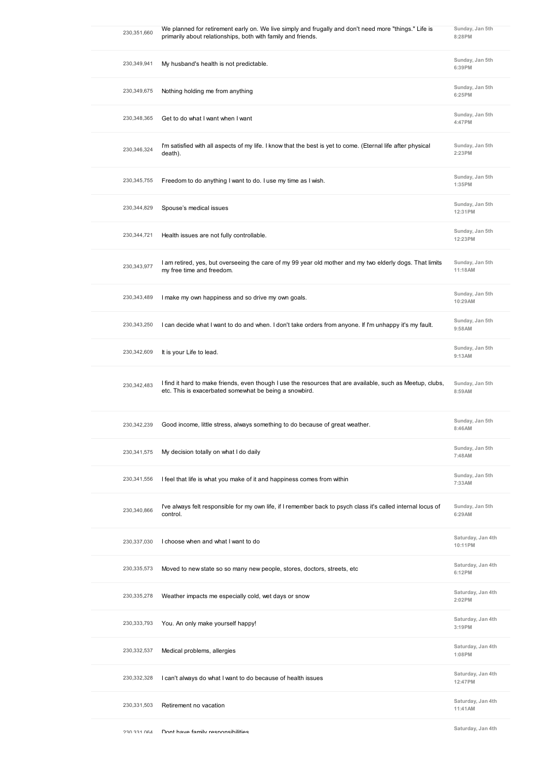| | | |
|---|---|---|
| 230,351,660 | We planned for retirement early on. We live simply and frugally and don't need more "things." Life is primarily about relationships, both with family and friends. | Sunday, Jan 5th 8:28PM |
| 230,349,941 | My husband's health is not predictable. | Sunday, Jan 5th 6:39PM |
| 230,349,675 | Nothing holding me from anything | Sunday, Jan 5th 6:25PM |
| 230,348,365 | Get to do what I want when I want | Sunday, Jan 5th 4:47PM |
| 230,346,324 | I'm satisfied with all aspects of my life. I know that the best is yet to come. (Eternal life after physical death). | Sunday, Jan 5th 2:23PM |
| 230,345,755 | Freedom to do anything I want to do. I use my time as I wish. | Sunday, Jan 5th 1:35PM |
| 230,344,829 | Spouse's medical issues | Sunday, Jan 5th 12:31PM |
| 230,344,721 | Health issues are not fully controllable. | Sunday, Jan 5th 12:23PM |
| 230,343,977 | I am retired, yes, but overseeing the care of my 99 year old mother and my two elderly dogs. That limits my free time and freedom. | Sunday, Jan 5th 11:18AM |
| 230,343,489 | I make my own happiness and so drive my own goals. | Sunday, Jan 5th 10:29AM |
| 230,343,250 | I can decide what I want to do and when. I don't take orders from anyone. If I'm unhappy it's my fault. | Sunday, Jan 5th 9:58AM |
| 230,342,609 | It is your Life to lead. | Sunday, Jan 5th 9:13AM |
| 230,342,483 | I find it hard to make friends, even though I use the resources that are available, such as Meetup, clubs, etc. This is exacerbated somewhat be being a snowbird. | Sunday, Jan 5th 8:59AM |
| 230,342,239 | Good income, little stress, always something to do because of great weather. | Sunday, Jan 5th 8:46AM |
| 230,341,575 | My decision totally on what I do daily | Sunday, Jan 5th 7:48AM |
| 230,341,556 | I feel that life is what you make of it and happiness comes from within | Sunday, Jan 5th 7:33AM |
| 230,340,866 | I've always felt responsible for my own life, if I remember back to psych class it's called internal locus of control. | Sunday, Jan 5th 6:29AM |
| 230,337,030 | I choose when and what I want to do | Saturday, Jan 4th 10:11PM |
| 230,335,573 | Moved to new state so so many new people, stores, doctors, streets, etc | Saturday, Jan 4th 6:12PM |
| 230,335,278 | Weather impacts me especially cold, wet days or snow | Saturday, Jan 4th 2:02PM |
| 230,333,793 | You. An only make yourself happy! | Saturday, Jan 4th 3:19PM |
| 230,332,537 | Medical problems, allergies | Saturday, Jan 4th 1:08PM |
| 230,332,328 | I can't always do what I want to do because of health issues | Saturday, Jan 4th 12:47PM |
| 230,331,503 | Retirement no vacation | Saturday, Jan 4th 11:41AM |
| 230,331,064 | Dont have family responsibilities | Saturday, Jan 4th |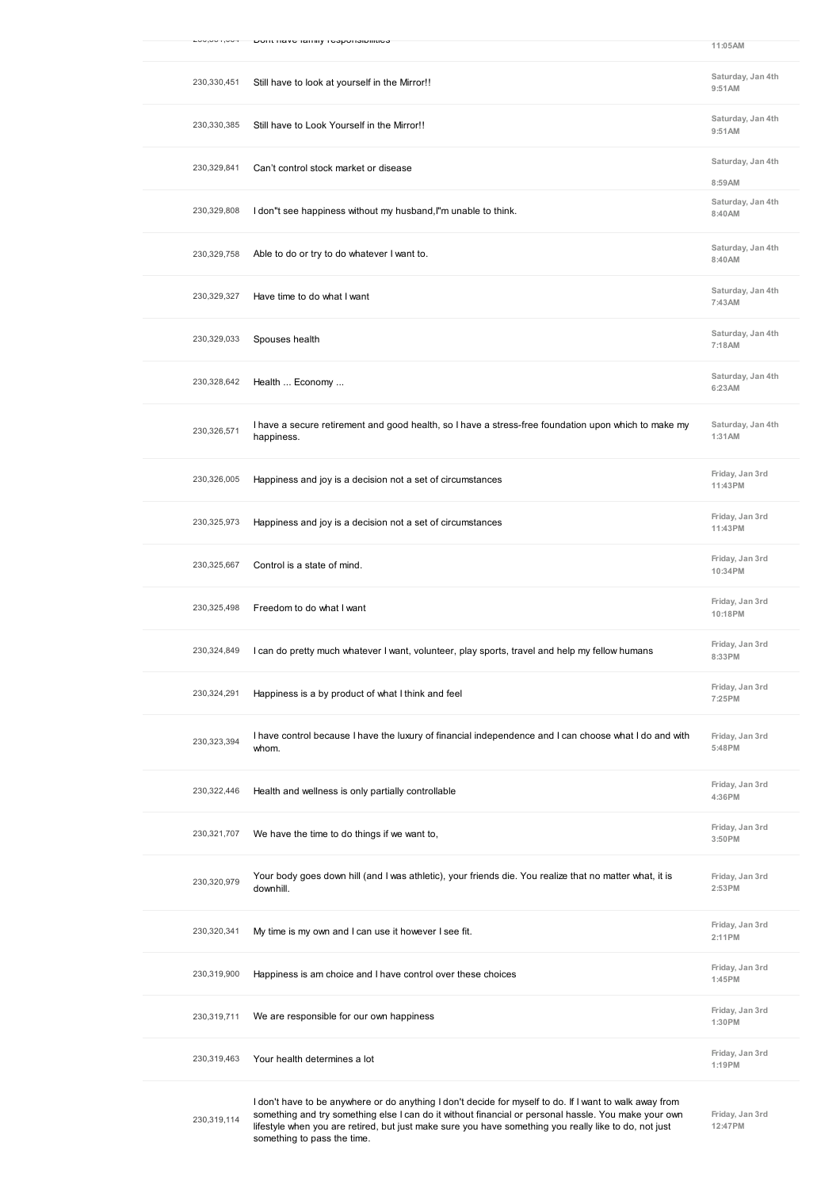| | | |
|---|---|---|
| 230,331,084 | Dont have family responsibilities | 11:05AM |
| 230,330,451 | Still have to look at yourself in the Mirror!! | Saturday, Jan 4th 9:51AM |
| 230,330,385 | Still have to Look Yourself in the Mirror!! | Saturday, Jan 4th 9:51AM |
| 230,329,841 | Can't control stock market or disease | Saturday, Jan 4th 8:59AM |
| 230,329,808 | I don"t see happiness without my husband,I"m unable to think. | Saturday, Jan 4th 8:40AM |
| 230,329,758 | Able to do or try to do whatever I want to. | Saturday, Jan 4th 8:40AM |
| 230,329,327 | Have time to do what I want | Saturday, Jan 4th 7:43AM |
| 230,329,033 | Spouses health | Saturday, Jan 4th 7:18AM |
| 230,328,642 | Health ... Economy ... | Saturday, Jan 4th 6:23AM |
| 230,326,571 | I have a secure retirement and good health, so I have a stress-free foundation upon which to make my happiness. | Saturday, Jan 4th 1:31AM |
| 230,326,005 | Happiness and joy is a decision not a set of circumstances | Friday, Jan 3rd 11:43PM |
| 230,325,973 | Happiness and joy is a decision not a set of circumstances | Friday, Jan 3rd 11:43PM |
| 230,325,667 | Control is a state of mind. | Friday, Jan 3rd 10:34PM |
| 230,325,498 | Freedom to do what I want | Friday, Jan 3rd 10:18PM |
| 230,324,849 | I can do pretty much whatever I want, volunteer, play sports, travel and help my fellow humans | Friday, Jan 3rd 8:33PM |
| 230,324,291 | Happiness is a by product of what I think and feel | Friday, Jan 3rd 7:25PM |
| 230,323,394 | I have control because I have the luxury of financial independence and I can choose what I do and with whom. | Friday, Jan 3rd 5:48PM |
| 230,322,446 | Health and wellness is only partially controllable | Friday, Jan 3rd 4:36PM |
| 230,321,707 | We have the time to do things if we want to, | Friday, Jan 3rd 3:50PM |
| 230,320,979 | Your body goes down hill (and I was athletic), your friends die. You realize that no matter what, it is downhill. | Friday, Jan 3rd 2:53PM |
| 230,320,341 | My time is my own and I can use it however I see fit. | Friday, Jan 3rd 2:11PM |
| 230,319,900 | Happiness is am choice and I have control over these choices | Friday, Jan 3rd 1:45PM |
| 230,319,711 | We are responsible for our own happiness | Friday, Jan 3rd 1:30PM |
| 230,319,463 | Your health determines a lot | Friday, Jan 3rd 1:19PM |
| 230,319,114 | I don't have to be anywhere or do anything I don't decide for myself to do. If I want to walk away from something and try something else I can do it without financial or personal hassle. You make your own lifestyle when you are retired, but just make sure you have something you really like to do, not just something to pass the time. | Friday, Jan 3rd 12:47PM |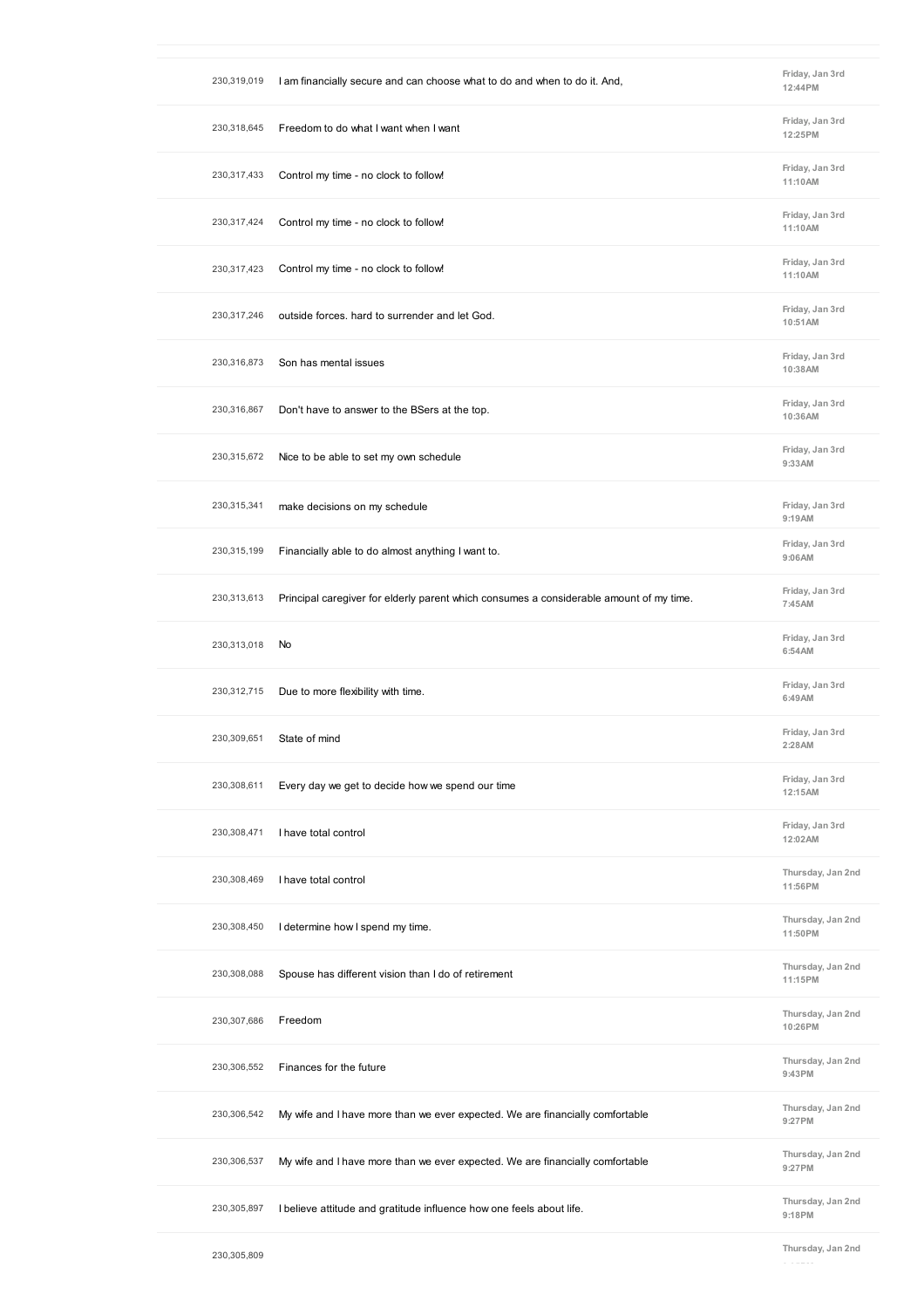| | | |
|---|---|---|
| 230,319,019 | I am financially secure and can choose what to do and when to do it. And, | Friday, Jan 3rd 12:44PM |
| 230,318,645 | Freedom to do what I want when I want | Friday, Jan 3rd 12:25PM |
| 230,317,433 | Control my time - no clock to follow! | Friday, Jan 3rd 11:10AM |
| 230,317,424 | Control my time - no clock to follow! | Friday, Jan 3rd 11:10AM |
| 230,317,423 | Control my time - no clock to follow! | Friday, Jan 3rd 11:10AM |
| 230,317,246 | outside forces. hard to surrender and let God. | Friday, Jan 3rd 10:51AM |
| 230,316,873 | Son has mental issues | Friday, Jan 3rd 10:38AM |
| 230,316,867 | Don't have to answer to the BSers at the top. | Friday, Jan 3rd 10:36AM |
| 230,315,672 | Nice to be able to set my own schedule | Friday, Jan 3rd 9:33AM |
| 230,315,341 | make decisions on my schedule | Friday, Jan 3rd 9:19AM |
| 230,315,199 | Financially able to do almost anything I want to. | Friday, Jan 3rd 9:06AM |
| 230,313,613 | Principal caregiver for elderly parent which consumes a considerable amount of my time. | Friday, Jan 3rd 7:45AM |
| 230,313,018 | No | Friday, Jan 3rd 6:54AM |
| 230,312,715 | Due to more flexibility with time. | Friday, Jan 3rd 6:49AM |
| 230,309,651 | State of mind | Friday, Jan 3rd 2:28AM |
| 230,308,611 | Every day we get to decide how we spend our time | Friday, Jan 3rd 12:15AM |
| 230,308,471 | I have total control | Friday, Jan 3rd 12:02AM |
| 230,308,469 | I have total control | Thursday, Jan 2nd 11:56PM |
| 230,308,450 | I determine how I spend my time. | Thursday, Jan 2nd 11:50PM |
| 230,308,088 | Spouse has different vision than I do of retirement | Thursday, Jan 2nd 11:15PM |
| 230,307,686 | Freedom | Thursday, Jan 2nd 10:26PM |
| 230,306,552 | Finances for the future | Thursday, Jan 2nd 9:43PM |
| 230,306,542 | My wife and I have more than we ever expected. We are financially comfortable | Thursday, Jan 2nd 9:27PM |
| 230,306,537 | My wife and I have more than we ever expected. We are financially comfortable | Thursday, Jan 2nd 9:27PM |
| 230,305,897 | I believe attitude and gratitude influence how one feels about life. | Thursday, Jan 2nd 9:18PM |
| 230,305,809 | | Thursday, Jan 2nd |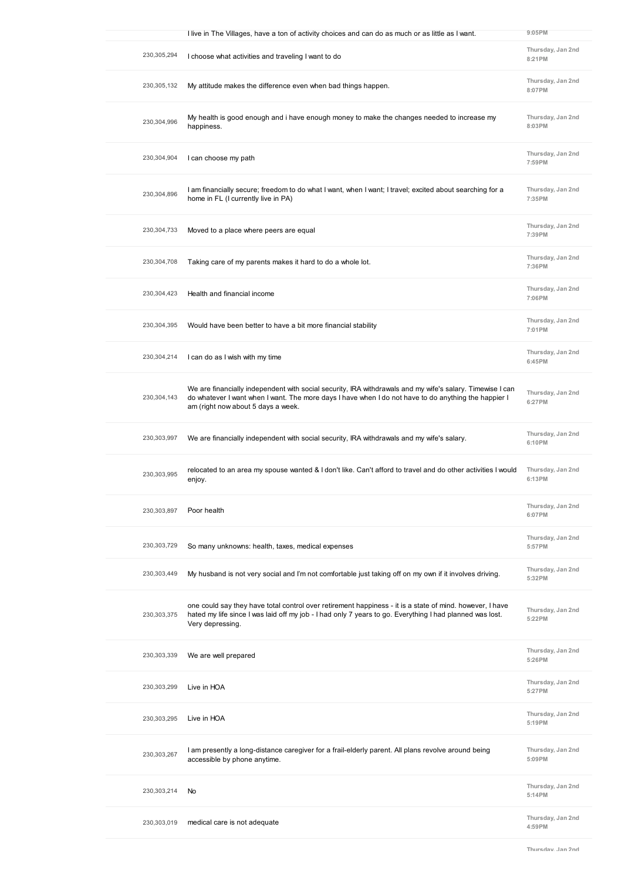| | | |
|---|---|---|
| | I live in The Villages, have a ton of activity choices and can do as much or as little as I want. | 9:05PM |
| 230,305,294 | I choose what activities and traveling I want to do | Thursday, Jan 2nd 8:21PM |
| 230,305,132 | My attitude makes the difference even when bad things happen. | Thursday, Jan 2nd 8:07PM |
| 230,304,996 | My health is good enough and i have enough money to make the changes needed to increase my happiness. | Thursday, Jan 2nd 8:03PM |
| 230,304,904 | I can choose my path | Thursday, Jan 2nd 7:59PM |
| 230,304,896 | I am financially secure; freedom to do what I want, when I want; I travel; excited about searching for a home in FL (I currently live in PA) | Thursday, Jan 2nd 7:35PM |
| 230,304,733 | Moved to a place where peers are equal | Thursday, Jan 2nd 7:39PM |
| 230,304,708 | Taking care of my parents makes it hard to do a whole lot. | Thursday, Jan 2nd 7:36PM |
| 230,304,423 | Health and financial income | Thursday, Jan 2nd 7:06PM |
| 230,304,395 | Would have been better to have a bit more financial stability | Thursday, Jan 2nd 7:01PM |
| 230,304,214 | I can do as I wish with my time | Thursday, Jan 2nd 6:45PM |
| 230,304,143 | We are financially independent with social security, IRA withdrawals and my wife's salary. Timewise I can do whatever I want when I want. The more days I have when I do not have to do anything the happier I am (right now about 5 days a week. | Thursday, Jan 2nd 6:27PM |
| 230,303,997 | We are financially independent with social security, IRA withdrawals and my wife's salary. | Thursday, Jan 2nd 6:10PM |
| 230,303,995 | relocated to an area my spouse wanted & I don't like. Can't afford to travel and do other activities I would enjoy. | Thursday, Jan 2nd 6:13PM |
| 230,303,897 | Poor health | Thursday, Jan 2nd 6:07PM |
| 230,303,729 | So many unknowns: health, taxes, medical expenses | Thursday, Jan 2nd 5:57PM |
| 230,303,449 | My husband is not very social and I'm not comfortable just taking off on my own if it involves driving. | Thursday, Jan 2nd 5:32PM |
| 230,303,375 | one could say they have total control over retirement happiness - it is a state of mind. however, I have hated my life since I was laid off my job - I had only 7 years to go. Everything I had planned was lost. Very depressing. | Thursday, Jan 2nd 5:22PM |
| 230,303,339 | We are well prepared | Thursday, Jan 2nd 5:26PM |
| 230,303,299 | Live in HOA | Thursday, Jan 2nd 5:27PM |
| 230,303,295 | Live in HOA | Thursday, Jan 2nd 5:19PM |
| 230,303,267 | I am presently a long-distance caregiver for a frail-elderly parent. All plans revolve around being accessible by phone anytime. | Thursday, Jan 2nd 5:09PM |
| 230,303,214 | No | Thursday, Jan 2nd 5:14PM |
| 230,303,019 | medical care is not adequate | Thursday, Jan 2nd 4:59PM |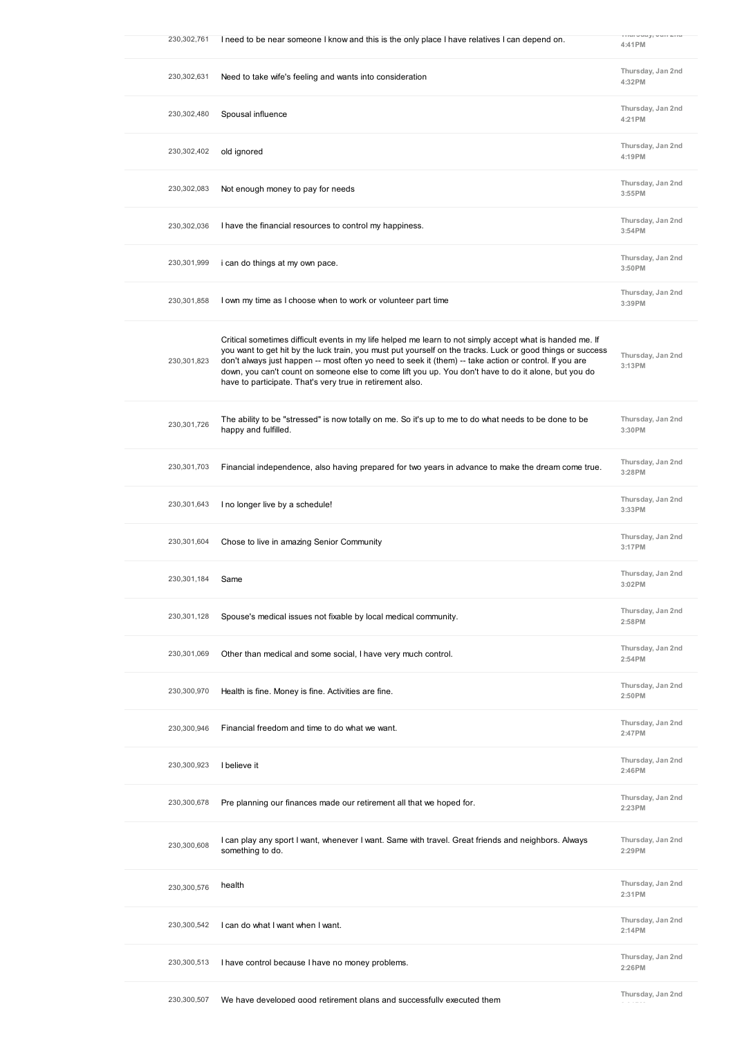| | | |
|---|---|---|
| 230,302,761 | I need to be near someone I know and this is the only place I have relatives I can depend on. | Thursday, Jan 2nd 4:41PM |
| 230,302,631 | Need to take wife's feeling and wants into consideration | Thursday, Jan 2nd 4:32PM |
| 230,302,480 | Spousal influence | Thursday, Jan 2nd 4:21PM |
| 230,302,402 | old ignored | Thursday, Jan 2nd 4:19PM |
| 230,302,083 | Not enough money to pay for needs | Thursday, Jan 2nd 3:55PM |
| 230,302,036 | I have the financial resources to control my happiness. | Thursday, Jan 2nd 3:54PM |
| 230,301,999 | i can do things at my own pace. | Thursday, Jan 2nd 3:50PM |
| 230,301,858 | I own my time as I choose when to work or volunteer part time | Thursday, Jan 2nd 3:39PM |
| 230,301,823 | Critical sometimes difficult events in my life helped me learn to not simply accept what is handed me. If you want to get hit by the luck train, you must put yourself on the tracks. Luck or good things or success don't always just happen -- most often yo need to seek it (them) -- take action or control. If you are down, you can't count on someone else to come lift you up. You don't have to do it alone, but you do have to participate. That's very true in retirement also. | Thursday, Jan 2nd 3:13PM |
| 230,301,726 | The ability to be "stressed" is now totally on me. So it's up to me to do what needs to be done to be happy and fulfilled. | Thursday, Jan 2nd 3:30PM |
| 230,301,703 | Financial independence, also having prepared for two years in advance to make the dream come true. | Thursday, Jan 2nd 3:28PM |
| 230,301,643 | I no longer live by a schedule! | Thursday, Jan 2nd 3:33PM |
| 230,301,604 | Chose to live in amazing Senior Community | Thursday, Jan 2nd 3:17PM |
| 230,301,184 | Same | Thursday, Jan 2nd 3:02PM |
| 230,301,128 | Spouse's medical issues not fixable by local medical community. | Thursday, Jan 2nd 2:58PM |
| 230,301,069 | Other than medical and some social, I have very much control. | Thursday, Jan 2nd 2:54PM |
| 230,300,970 | Health is fine. Money is fine. Activities are fine. | Thursday, Jan 2nd 2:50PM |
| 230,300,946 | Financial freedom and time to do what we want. | Thursday, Jan 2nd 2:47PM |
| 230,300,923 | I believe it | Thursday, Jan 2nd 2:46PM |
| 230,300,678 | Pre planning our finances made our retirement all that we hoped for. | Thursday, Jan 2nd 2:23PM |
| 230,300,608 | I can play any sport I want, whenever I want. Same with travel. Great friends and neighbors. Always something to do. | Thursday, Jan 2nd 2:29PM |
| 230,300,576 | health | Thursday, Jan 2nd 2:31PM |
| 230,300,542 | I can do what I want when I want. | Thursday, Jan 2nd 2:14PM |
| 230,300,513 | I have control because I have no money problems. | Thursday, Jan 2nd 2:26PM |
| 230,300,507 | We have developed good retirement plans and successfully executed them | Thursday, Jan 2nd |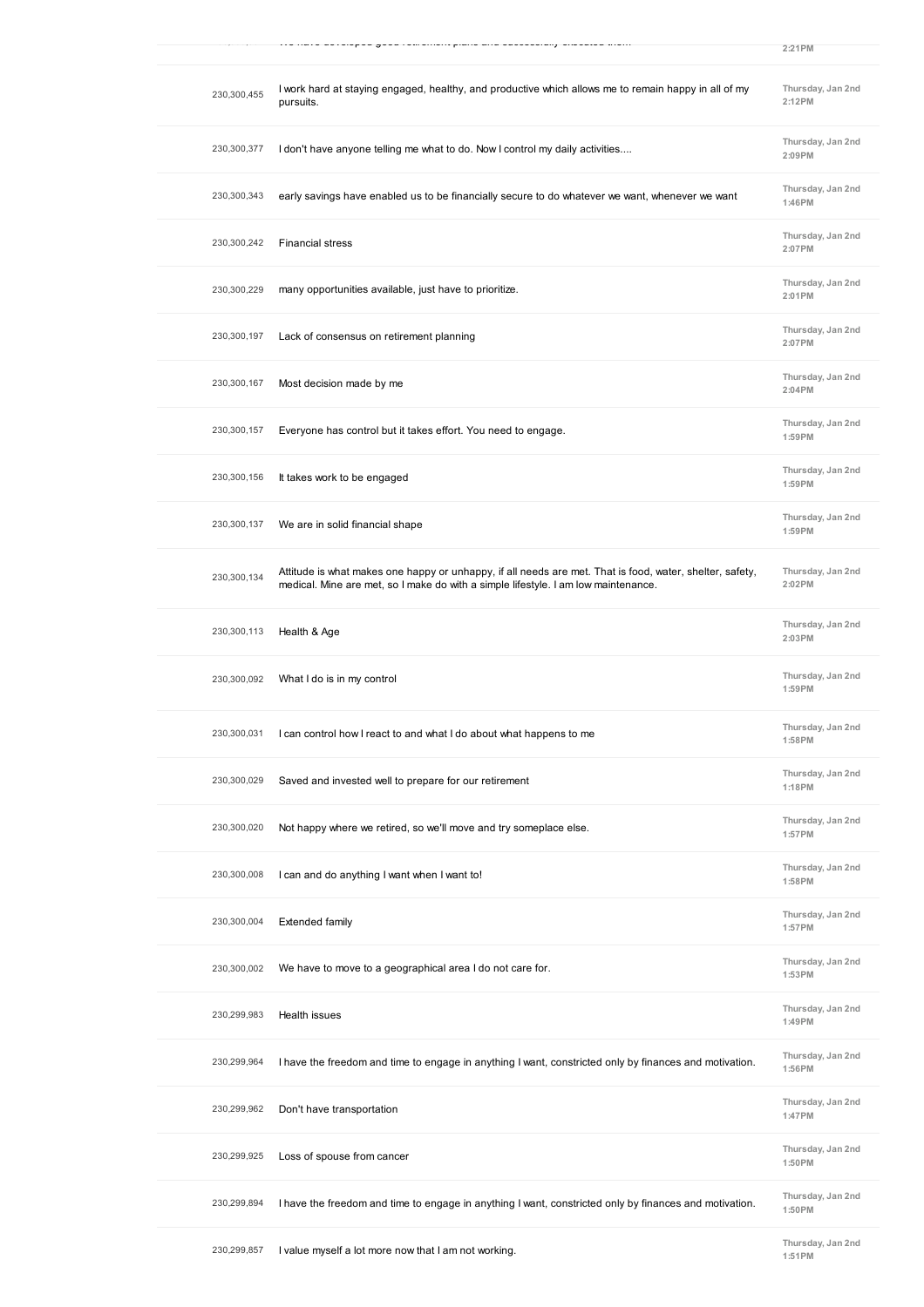| | | |
|---|---|---|
| | We have developed good retirement plans and successfully executed them | 2:21PM |
| 230,300,455 | I work hard at staying engaged, healthy, and productive which allows me to remain happy in all of my pursuits. | Thursday, Jan 2nd 2:12PM |
| 230,300,377 | I don't have anyone telling me what to do. Now I control my daily activities.... | Thursday, Jan 2nd 2:09PM |
| 230,300,343 | early savings have enabled us to be financially secure to do whatever we want, whenever we want | Thursday, Jan 2nd 1:46PM |
| 230,300,242 | Financial stress | Thursday, Jan 2nd 2:07PM |
| 230,300,229 | many opportunities available, just have to prioritize. | Thursday, Jan 2nd 2:01PM |
| 230,300,197 | Lack of consensus on retirement planning | Thursday, Jan 2nd 2:07PM |
| 230,300,167 | Most decision made by me | Thursday, Jan 2nd 2:04PM |
| 230,300,157 | Everyone has control but it takes effort. You need to engage. | Thursday, Jan 2nd 1:59PM |
| 230,300,156 | It takes work to be engaged | Thursday, Jan 2nd 1:59PM |
| 230,300,137 | We are in solid financial shape | Thursday, Jan 2nd 1:59PM |
| 230,300,134 | Attitude is what makes one happy or unhappy, if all needs are met. That is food, water, shelter, safety, medical. Mine are met, so I make do with a simple lifestyle. I am low maintenance. | Thursday, Jan 2nd 2:02PM |
| 230,300,113 | Health & Age | Thursday, Jan 2nd 2:03PM |
| 230,300,092 | What I do is in my control | Thursday, Jan 2nd 1:59PM |
| 230,300,031 | I can control how I react to and what I do about what happens to me | Thursday, Jan 2nd 1:58PM |
| 230,300,029 | Saved and invested well to prepare for our retirement | Thursday, Jan 2nd 1:18PM |
| 230,300,020 | Not happy where we retired, so we'll move and try someplace else. | Thursday, Jan 2nd 1:57PM |
| 230,300,008 | I can and do anything I want when I want to! | Thursday, Jan 2nd 1:58PM |
| 230,300,004 | Extended family | Thursday, Jan 2nd 1:57PM |
| 230,300,002 | We have to move to a geographical area I do not care for. | Thursday, Jan 2nd 1:53PM |
| 230,299,983 | Health issues | Thursday, Jan 2nd 1:49PM |
| 230,299,964 | I have the freedom and time to engage in anything I want, constricted only by finances and motivation. | Thursday, Jan 2nd 1:56PM |
| 230,299,962 | Don't have transportation | Thursday, Jan 2nd 1:47PM |
| 230,299,925 | Loss of spouse from cancer | Thursday, Jan 2nd 1:50PM |
| 230,299,894 | I have the freedom and time to engage in anything I want, constricted only by finances and motivation. | Thursday, Jan 2nd 1:50PM |
| 230,299,857 | I value myself a lot more now that I am not working. | Thursday, Jan 2nd 1:51PM |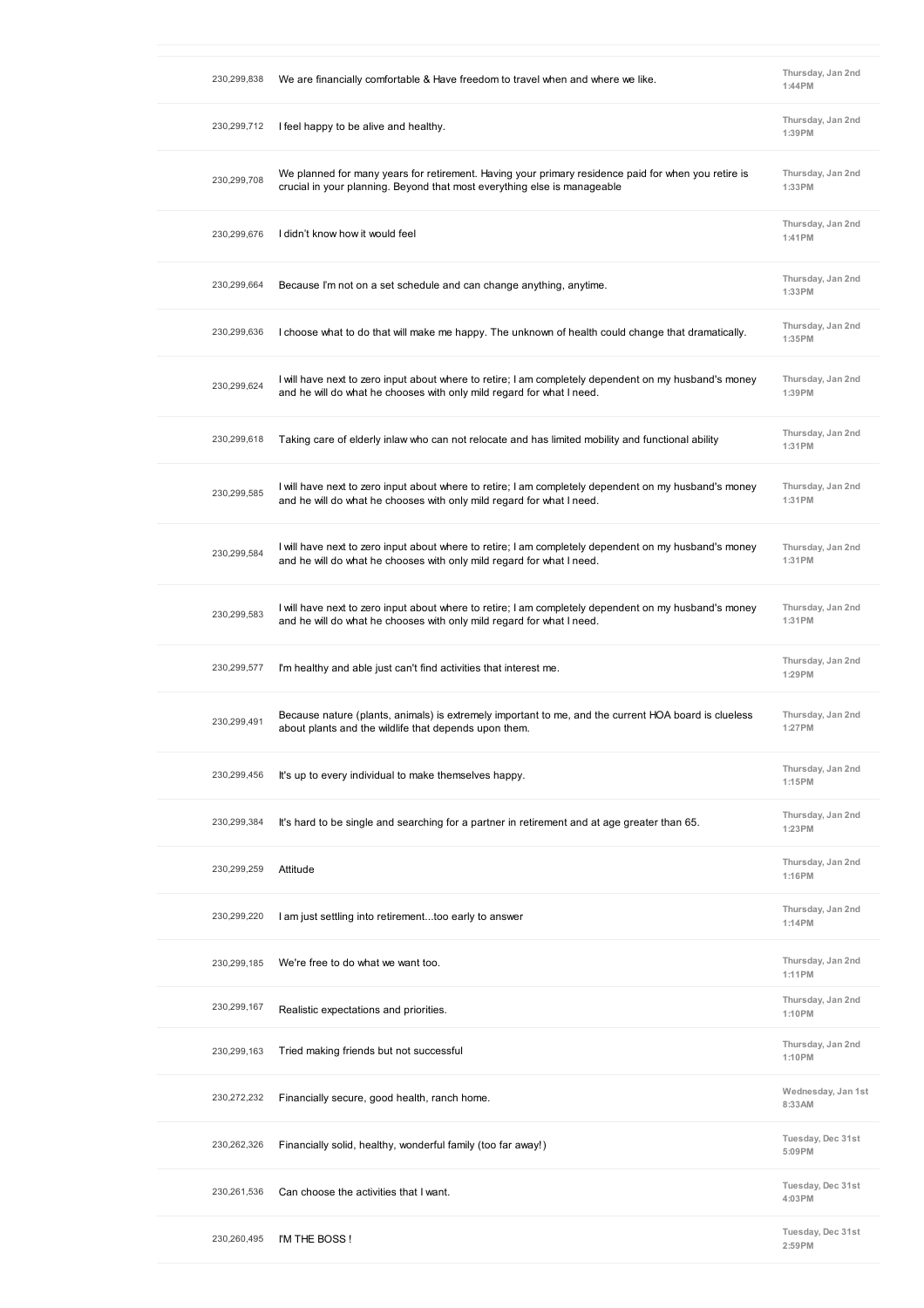| | | |
|---|---|---|
| 230,299,838 | We are financially comfortable & Have freedom to travel when and where we like. | Thursday, Jan 2nd 1:44PM |
| 230,299,712 | I feel happy to be alive and healthy. | Thursday, Jan 2nd 1:39PM |
| 230,299,708 | We planned for many years for retirement. Having your primary residence paid for when you retire is crucial in your planning. Beyond that most everything else is manageable | Thursday, Jan 2nd 1:33PM |
| 230,299,676 | I didn't know how it would feel | Thursday, Jan 2nd 1:41PM |
| 230,299,664 | Because I'm not on a set schedule and can change anything, anytime. | Thursday, Jan 2nd 1:33PM |
| 230,299,636 | I choose what to do that will make me happy. The unknown of health could change that dramatically. | Thursday, Jan 2nd 1:35PM |
| 230,299,624 | I will have next to zero input about where to retire; I am completely dependent on my husband's money and he will do what he chooses with only mild regard for what I need. | Thursday, Jan 2nd 1:39PM |
| 230,299,618 | Taking care of elderly inlaw who can not relocate and has limited mobility and functional ability | Thursday, Jan 2nd 1:31PM |
| 230,299,585 | I will have next to zero input about where to retire; I am completely dependent on my husband's money and he will do what he chooses with only mild regard for what I need. | Thursday, Jan 2nd 1:31PM |
| 230,299,584 | I will have next to zero input about where to retire; I am completely dependent on my husband's money and he will do what he chooses with only mild regard for what I need. | Thursday, Jan 2nd 1:31PM |
| 230,299,583 | I will have next to zero input about where to retire; I am completely dependent on my husband's money and he will do what he chooses with only mild regard for what I need. | Thursday, Jan 2nd 1:31PM |
| 230,299,577 | I'm healthy and able just can't find activities that interest me. | Thursday, Jan 2nd 1:29PM |
| 230,299,491 | Because nature (plants, animals) is extremely important to me, and the current HOA board is clueless about plants and the wildlife that depends upon them. | Thursday, Jan 2nd 1:27PM |
| 230,299,456 | It's up to every individual to make themselves happy. | Thursday, Jan 2nd 1:15PM |
| 230,299,384 | It's hard to be single and searching for a partner in retirement and at age greater than 65. | Thursday, Jan 2nd 1:23PM |
| 230,299,259 | Attitude | Thursday, Jan 2nd 1:16PM |
| 230,299,220 | I am just settling into retirement...too early to answer | Thursday, Jan 2nd 1:14PM |
| 230,299,185 | We're free to do what we want too. | Thursday, Jan 2nd 1:11PM |
| 230,299,167 | Realistic expectations and priorities. | Thursday, Jan 2nd 1:10PM |
| 230,299,163 | Tried making friends but not successful | Thursday, Jan 2nd 1:10PM |
| 230,272,232 | Financially secure, good health, ranch home. | Wednesday, Jan 1st 8:33AM |
| 230,262,326 | Financially solid, healthy, wonderful family (too far away!) | Tuesday, Dec 31st 5:09PM |
| 230,261,536 | Can choose the activities that I want. | Tuesday, Dec 31st 4:03PM |
| 230,260,495 | I'M THE BOSS ! | Tuesday, Dec 31st 2:59PM |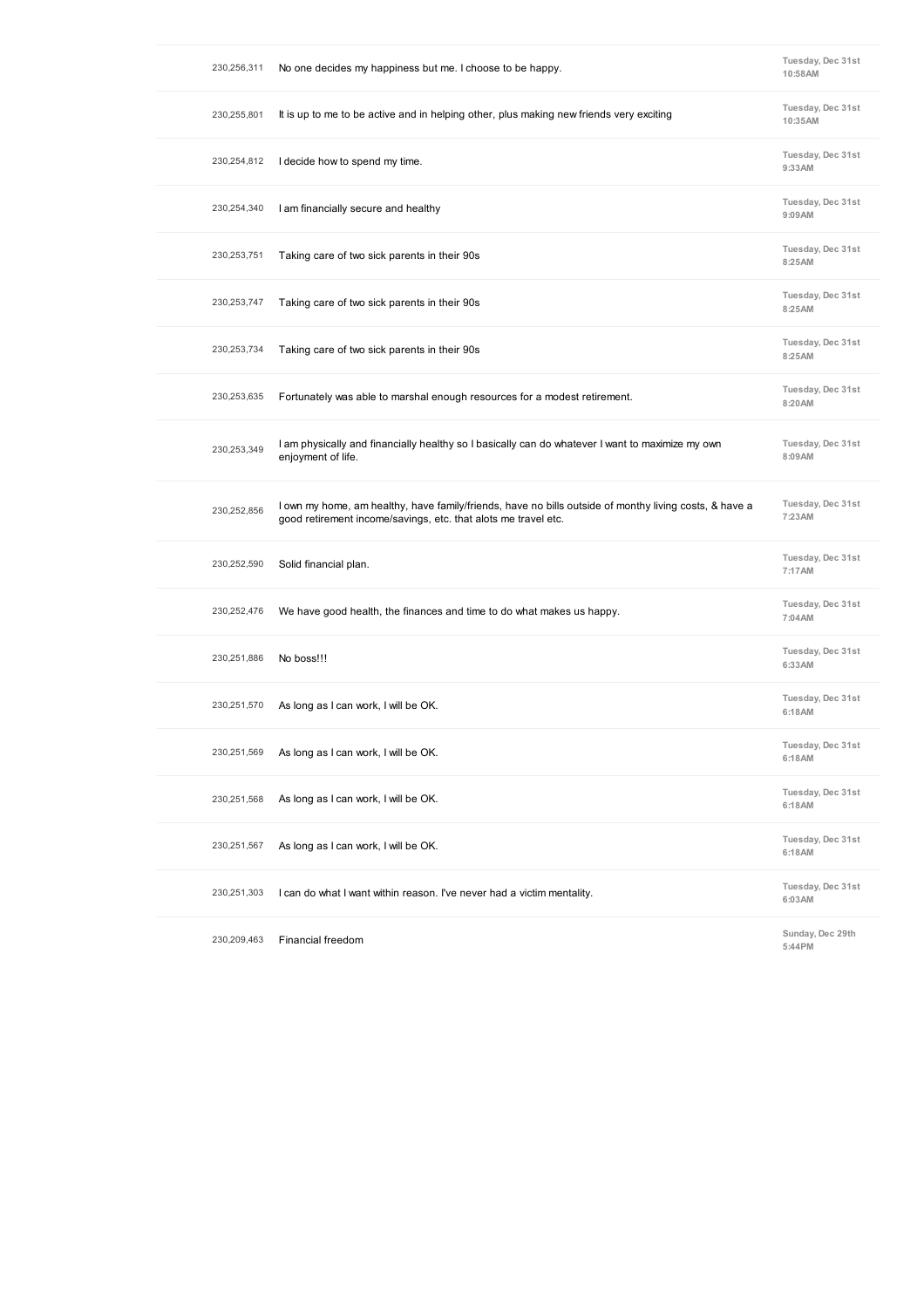| | | |
|---|---|---|
| 230,256,311 | No one decides my happiness but me. I choose to be happy. | Tuesday, Dec 31st 10:58AM |
| 230,255,801 | It is up to me to be active and in helping other, plus making new friends very exciting | Tuesday, Dec 31st 10:35AM |
| 230,254,812 | I decide how to spend my time. | Tuesday, Dec 31st 9:33AM |
| 230,254,340 | I am financially secure and healthy | Tuesday, Dec 31st 9:09AM |
| 230,253,751 | Taking care of two sick parents in their 90s | Tuesday, Dec 31st 8:25AM |
| 230,253,747 | Taking care of two sick parents in their 90s | Tuesday, Dec 31st 8:25AM |
| 230,253,734 | Taking care of two sick parents in their 90s | Tuesday, Dec 31st 8:25AM |
| 230,253,635 | Fortunately was able to marshal enough resources for a modest retirement. | Tuesday, Dec 31st 8:20AM |
| 230,253,349 | I am physically and financially healthy so I basically can do whatever I want to maximize my own enjoyment of life. | Tuesday, Dec 31st 8:09AM |
| 230,252,856 | I own my home, am healthy, have family/friends, have no bills outside of monthy living costs, & have a good retirement income/savings, etc. that alots me travel etc. | Tuesday, Dec 31st 7:23AM |
| 230,252,590 | Solid financial plan. | Tuesday, Dec 31st 7:17AM |
| 230,252,476 | We have good health, the finances and time to do what makes us happy. | Tuesday, Dec 31st 7:04AM |
| 230,251,886 | No boss!!! | Tuesday, Dec 31st 6:33AM |
| 230,251,570 | As long as I can work, I will be OK. | Tuesday, Dec 31st 6:18AM |
| 230,251,569 | As long as I can work, I will be OK. | Tuesday, Dec 31st 6:18AM |
| 230,251,568 | As long as I can work, I will be OK. | Tuesday, Dec 31st 6:18AM |
| 230,251,567 | As long as I can work, I will be OK. | Tuesday, Dec 31st 6:18AM |
| 230,251,303 | I can do what I want within reason. I've never had a victim mentality. | Tuesday, Dec 31st 6:03AM |
| 230,209,463 | Financial freedom | Sunday, Dec 29th 5:44PM |